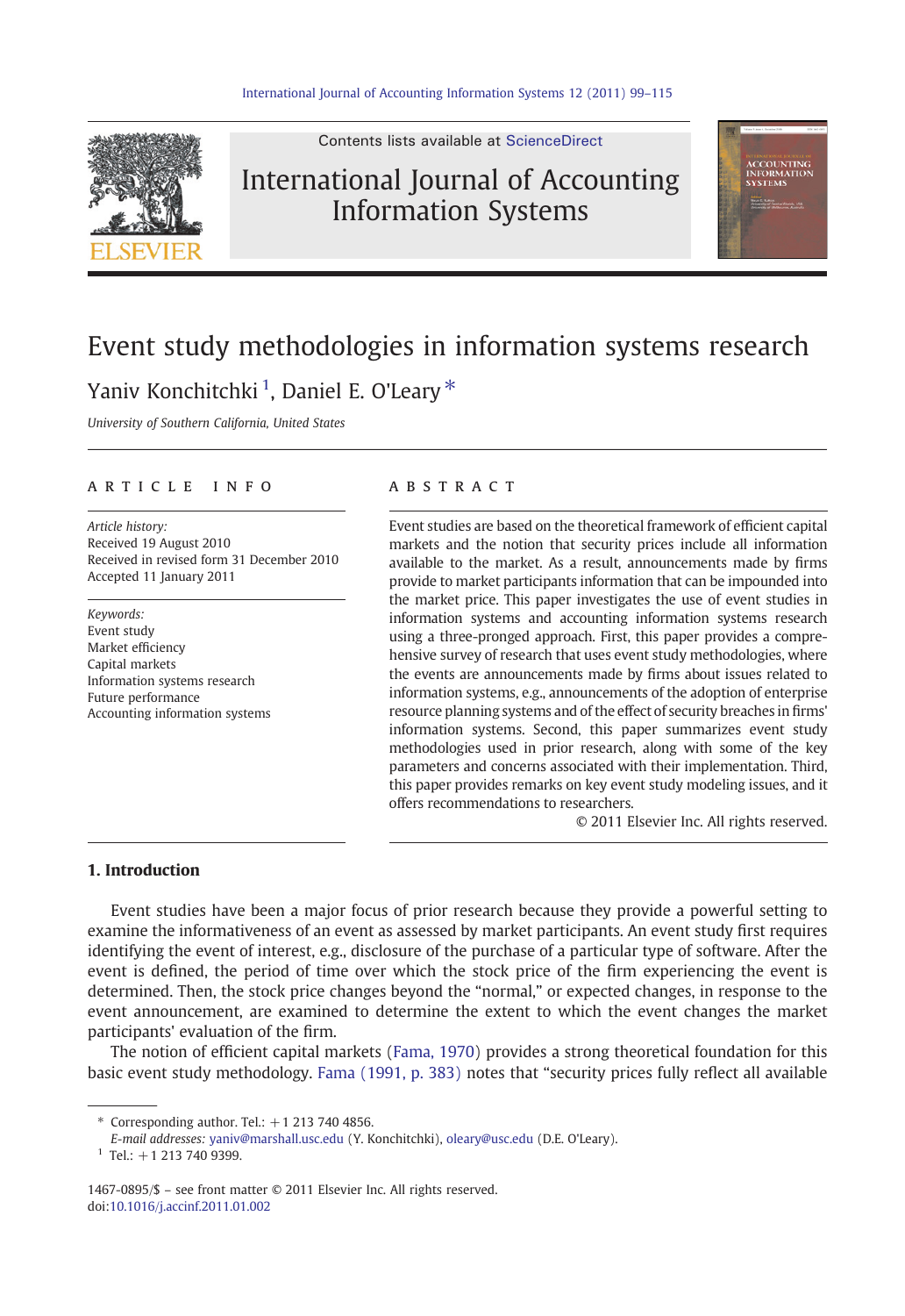# Event study methodologies in information systems research

Yaniv Konchitchki [1], Daniel E. O'Leary *

*University of Southern California, United States*

---

**ARTICLE INFO**

*Article history:*
Received 19 August 2010
Received in revised form 31 December 2010
Accepted 11 January 2011

*Keywords:*
Event study
Market efficiency
Capital markets
Information systems research
Future performance
Accounting information systems

**ABSTRACT**

Event studies are based on the theoretical framework of efficient capital markets and the notion that security prices include all information available to the market. As a result, announcements made by firms provide to market participants information that can be impounded into the market price. This paper investigates the use of event studies in information systems and accounting information systems research using a three-pronged approach. First, this paper provides a comprehensive survey of research that uses event study methodologies, where the events are announcements made by firms about issues related to information systems, e.g., announcements of the adoption of enterprise resource planning systems and of the effect of security breaches in firms' information systems. Second, this paper summarizes event study methodologies used in prior research, along with some of the key parameters and concerns associated with their implementation. Third, this paper provides remarks on key event study modeling issues, and it offers recommendations to researchers.

© 2011 Elsevier Inc. All rights reserved.

---

## 1. Introduction

Event studies have been a major focus of prior research because they provide a powerful setting to examine the informativeness of an event as assessed by market participants. An event study first requires identifying the event of interest, e.g., disclosure of the purchase of a particular type of software. After the event is defined, the period of time over which the stock price of the firm experiencing the event is determined. Then, the stock price changes beyond the "normal," or expected changes, in response to the event announcement, are examined to determine the extent to which the event changes the market participants' evaluation of the firm.

The notion of efficient capital markets (Fama, 1970) provides a strong theoretical foundation for this basic event study methodology. Fama (1991, p. 383) notes that "security prices fully reflect all available

---

* Corresponding author. Tel.: +1 213 740 4856.
*E-mail addresses:* yaniv@marshall.usc.edu (Y. Konchitchki), oleary@usc.edu (D.E. O'Leary).
[1] Tel.: +1 213 740 9399.

1467-0895/$ – see front matter © 2011 Elsevier Inc. All rights reserved.
doi:10.1016/j.accinf.2011.01.002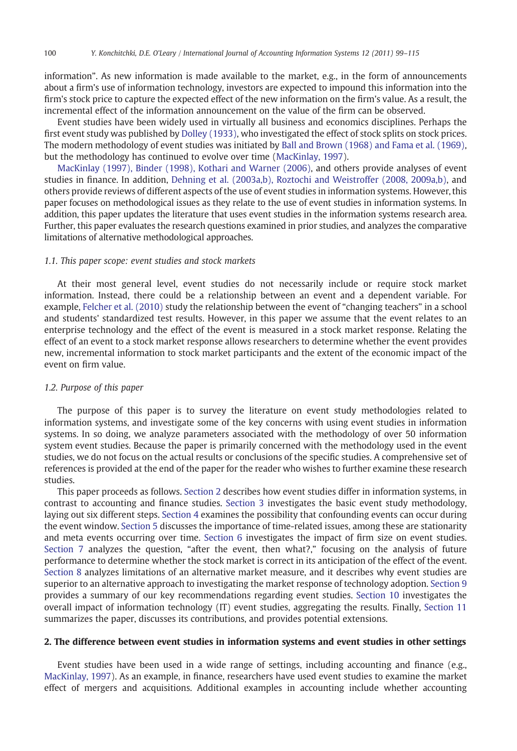information". As new information is made available to the market, e.g., in the form of announcements about a firm's use of information technology, investors are expected to impound this information into the firm's stock price to capture the expected effect of the new information on the firm's value. As a result, the incremental effect of the information announcement on the value of the firm can be observed.

Event studies have been widely used in virtually all business and economics disciplines. Perhaps the first event study was published by Dolley (1933), who investigated the effect of stock splits on stock prices. The modern methodology of event studies was initiated by Ball and Brown (1968) and Fama et al. (1969), but the methodology has continued to evolve over time (MacKinlay, 1997).

MacKinlay (1997), Binder (1998), Kothari and Warner (2006), and others provide analyses of event studies in finance. In addition, Dehning et al. (2003a,b), Roztochi and Weistroffer (2008, 2009a,b), and others provide reviews of different aspects of the use of event studies in information systems. However, this paper focuses on methodological issues as they relate to the use of event studies in information systems. In addition, this paper updates the literature that uses event studies in the information systems research area. Further, this paper evaluates the research questions examined in prior studies, and analyzes the comparative limitations of alternative methodological approaches.

### 1.1. This paper scope: event studies and stock markets

At their most general level, event studies do not necessarily include or require stock market information. Instead, there could be a relationship between an event and a dependent variable. For example, Felcher et al. (2010) study the relationship between the event of "changing teachers" in a school and students' standardized test results. However, in this paper we assume that the event relates to an enterprise technology and the effect of the event is measured in a stock market response. Relating the effect of an event to a stock market response allows researchers to determine whether the event provides new, incremental information to stock market participants and the extent of the economic impact of the event on firm value.

### 1.2. Purpose of this paper

The purpose of this paper is to survey the literature on event study methodologies related to information systems, and investigate some of the key concerns with using event studies in information systems. In so doing, we analyze parameters associated with the methodology of over 50 information system event studies. Because the paper is primarily concerned with the methodology used in the event studies, we do not focus on the actual results or conclusions of the specific studies. A comprehensive set of references is provided at the end of the paper for the reader who wishes to further examine these research studies.

This paper proceeds as follows. Section 2 describes how event studies differ in information systems, in contrast to accounting and finance studies. Section 3 investigates the basic event study methodology, laying out six different steps. Section 4 examines the possibility that confounding events can occur during the event window. Section 5 discusses the importance of time-related issues, among these are stationarity and meta events occurring over time. Section 6 investigates the impact of firm size on event studies. Section 7 analyzes the question, "after the event, then what?," focusing on the analysis of future performance to determine whether the stock market is correct in its anticipation of the effect of the event. Section 8 analyzes limitations of an alternative market measure, and it describes why event studies are superior to an alternative approach to investigating the market response of technology adoption. Section 9 provides a summary of our key recommendations regarding event studies. Section 10 investigates the overall impact of information technology (IT) event studies, aggregating the results. Finally, Section 11 summarizes the paper, discusses its contributions, and provides potential extensions.

## 2. The difference between event studies in information systems and event studies in other settings

Event studies have been used in a wide range of settings, including accounting and finance (e.g., MacKinlay, 1997). As an example, in finance, researchers have used event studies to examine the market effect of mergers and acquisitions. Additional examples in accounting include whether accounting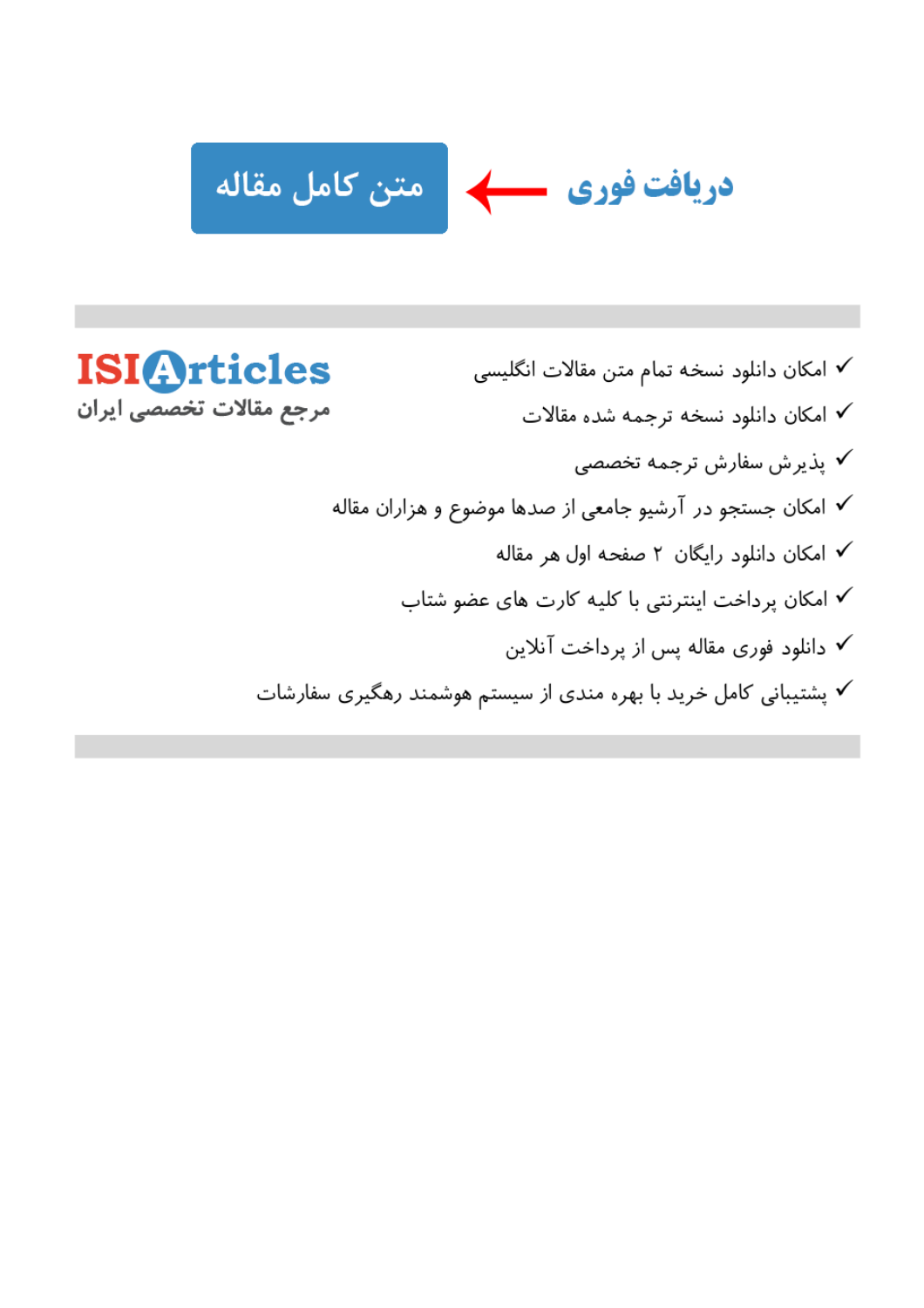دریافت فوری ← متن کامل مقاله

**ISIArticles**
مرجع مقالات تخصصی ایران

- ✓ امکان دانلود نسخه تمام متن مقالات انگلیسی
- ✓ امکان دانلود نسخه ترجمه شده مقالات
- ✓ پذیرش سفارش ترجمه تخصصی
- ✓ امکان جستجو در آرشیو جامعی از صدها موضوع و هزاران مقاله
- ✓ امکان دانلود رایگان ۲ صفحه اول هر مقاله
- ✓ امکان پرداخت اینترنتی با کلیه کارت های عضو شتاب
- ✓ دانلود فوری مقاله پس از پرداخت آنلاین
- ✓ پشتیبانی کامل خرید با بهره مندی از سیستم هوشمند رهگیری سفارشات